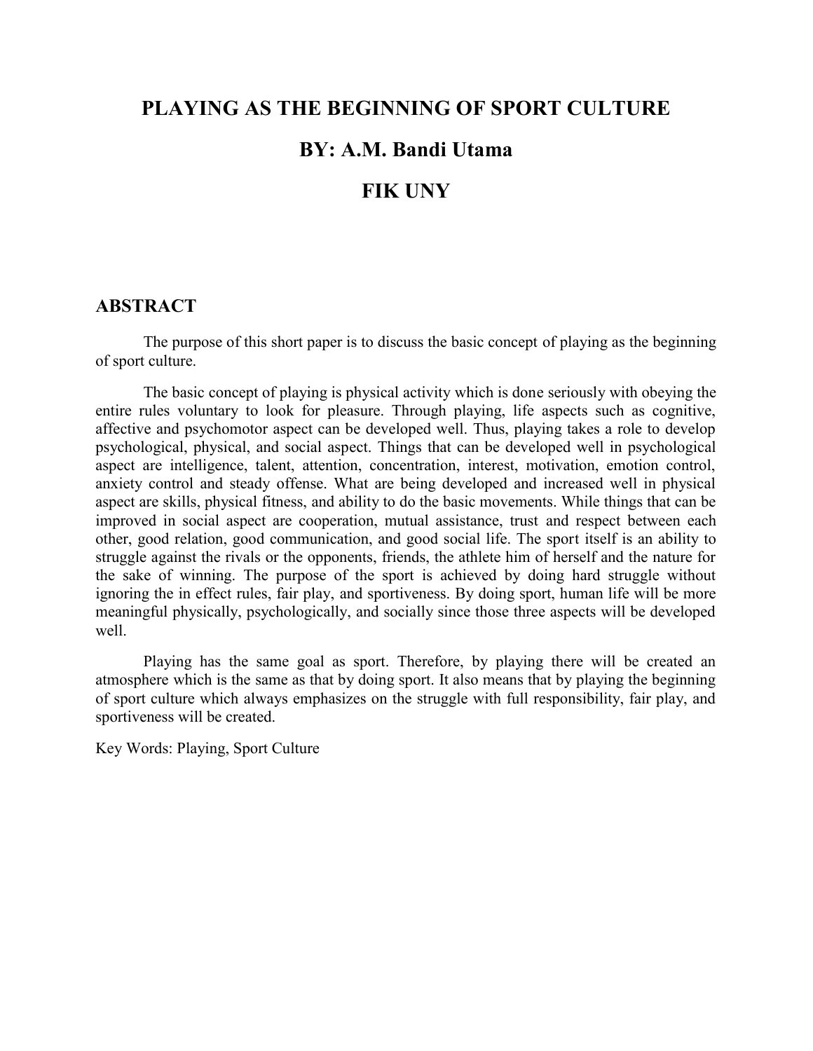# PLAYING AS THE BEGINNING OF SPORT CULTURE

## BY: A.M. Bandi Utama

## FIK UNY

## ABSTRACT

The purpose of this short paper is to discuss the basic concept of playing as the beginning of sport culture.

The basic concept of playing is physical activity which is done seriously with obeying the entire rules voluntary to look for pleasure. Through playing, life aspects such as cognitive, affective and psychomotor aspect can be developed well. Thus, playing takes a role to develop psychological, physical, and social aspect. Things that can be developed well in psychological aspect are intelligence, talent, attention, concentration, interest, motivation, emotion control, anxiety control and steady offense. What are being developed and increased well in physical aspect are skills, physical fitness, and ability to do the basic movements. While things that can be improved in social aspect are cooperation, mutual assistance, trust and respect between each other, good relation, good communication, and good social life. The sport itself is an ability to struggle against the rivals or the opponents, friends, the athlete him of herself and the nature for the sake of winning. The purpose of the sport is achieved by doing hard struggle without ignoring the in effect rules, fair play, and sportiveness. By doing sport, human life will be more meaningful physically, psychologically, and socially since those three aspects will be developed well.

Playing has the same goal as sport. Therefore, by playing there will be created an atmosphere which is the same as that by doing sport. It also means that by playing the beginning of sport culture which always emphasizes on the struggle with full responsibility, fair play, and sportiveness will be created.

Key Words: Playing, Sport Culture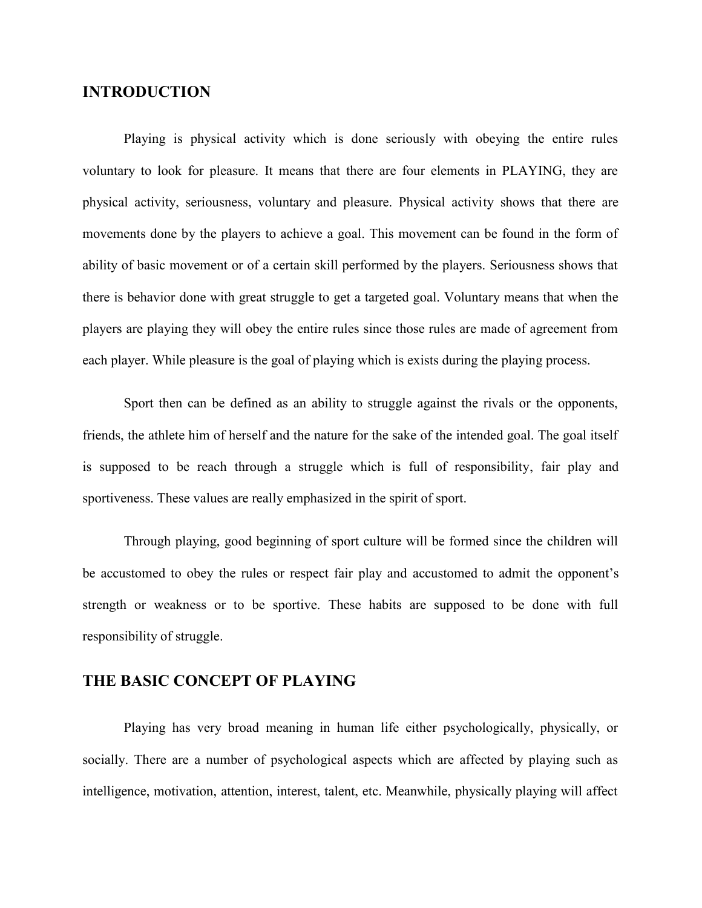## INTRODUCTION

Playing is physical activity which is done seriously with obeying the entire rules voluntary to look for pleasure. It means that there are four elements in PLAYING, they are physical activity, seriousness, voluntary and pleasure. Physical activity shows that there are movements done by the players to achieve a goal. This movement can be found in the form of ability of basic movement or of a certain skill performed by the players. Seriousness shows that there is behavior done with great struggle to get a targeted goal. Voluntary means that when the players are playing they will obey the entire rules since those rules are made of agreement from each player. While pleasure is the goal of playing which is exists during the playing process.

Sport then can be defined as an ability to struggle against the rivals or the opponents, friends, the athlete him of herself and the nature for the sake of the intended goal. The goal itself is supposed to be reach through a struggle which is full of responsibility, fair play and sportiveness. These values are really emphasized in the spirit of sport.

Through playing, good beginning of sport culture will be formed since the children will be accustomed to obey the rules or respect fair play and accustomed to admit the opponent's strength or weakness or to be sportive. These habits are supposed to be done with full responsibility of struggle.

## THE BASIC CONCEPT OF PLAYING

Playing has very broad meaning in human life either psychologically, physically, or socially. There are a number of psychological aspects which are affected by playing such as intelligence, motivation, attention, interest, talent, etc. Meanwhile, physically playing will affect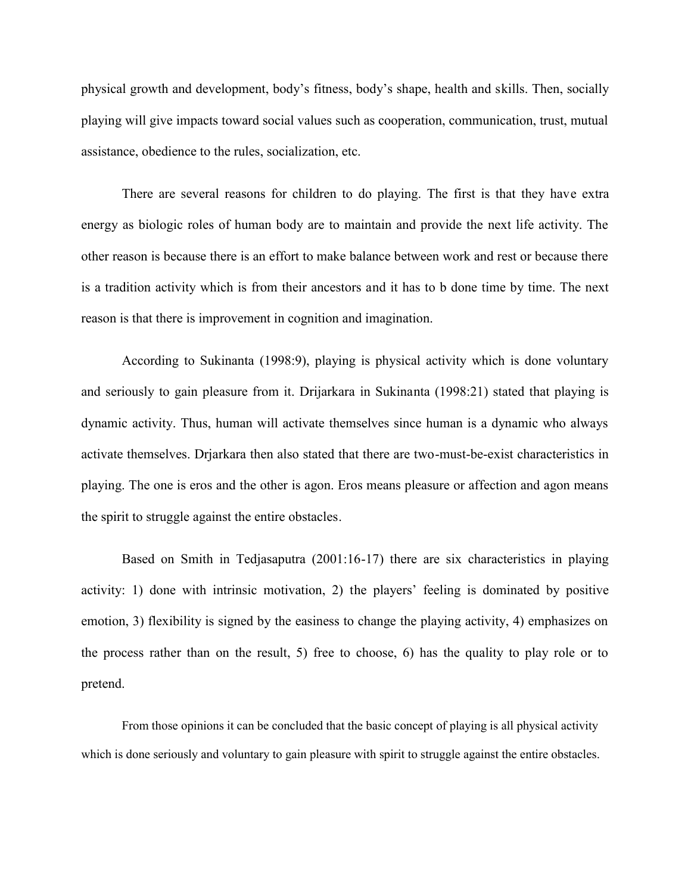physical growth and development, body's fitness, body's shape, health and skills. Then, socially playing will give impacts toward social values such as cooperation, communication, trust, mutual assistance, obedience to the rules, socialization, etc.

There are several reasons for children to do playing. The first is that they have extra energy as biologic roles of human body are to maintain and provide the next life activity. The other reason is because there is an effort to make balance between work and rest or because there is a tradition activity which is from their ancestors and it has to b done time by time. The next reason is that there is improvement in cognition and imagination.

According to Sukinanta (1998:9), playing is physical activity which is done voluntary and seriously to gain pleasure from it. Drijarkara in Sukinanta (1998:21) stated that playing is dynamic activity. Thus, human will activate themselves since human is a dynamic who always activate themselves. Drjarkara then also stated that there are two-must-be-exist characteristics in playing. The one is eros and the other is agon. Eros means pleasure or affection and agon means the spirit to struggle against the entire obstacles.

Based on Smith in Tedjasaputra (2001:16-17) there are six characteristics in playing activity: 1) done with intrinsic motivation, 2) the players' feeling is dominated by positive emotion, 3) flexibility is signed by the easiness to change the playing activity, 4) emphasizes on the process rather than on the result, 5) free to choose, 6) has the quality to play role or to pretend.

From those opinions it can be concluded that the basic concept of playing is all physical activity which is done seriously and voluntary to gain pleasure with spirit to struggle against the entire obstacles.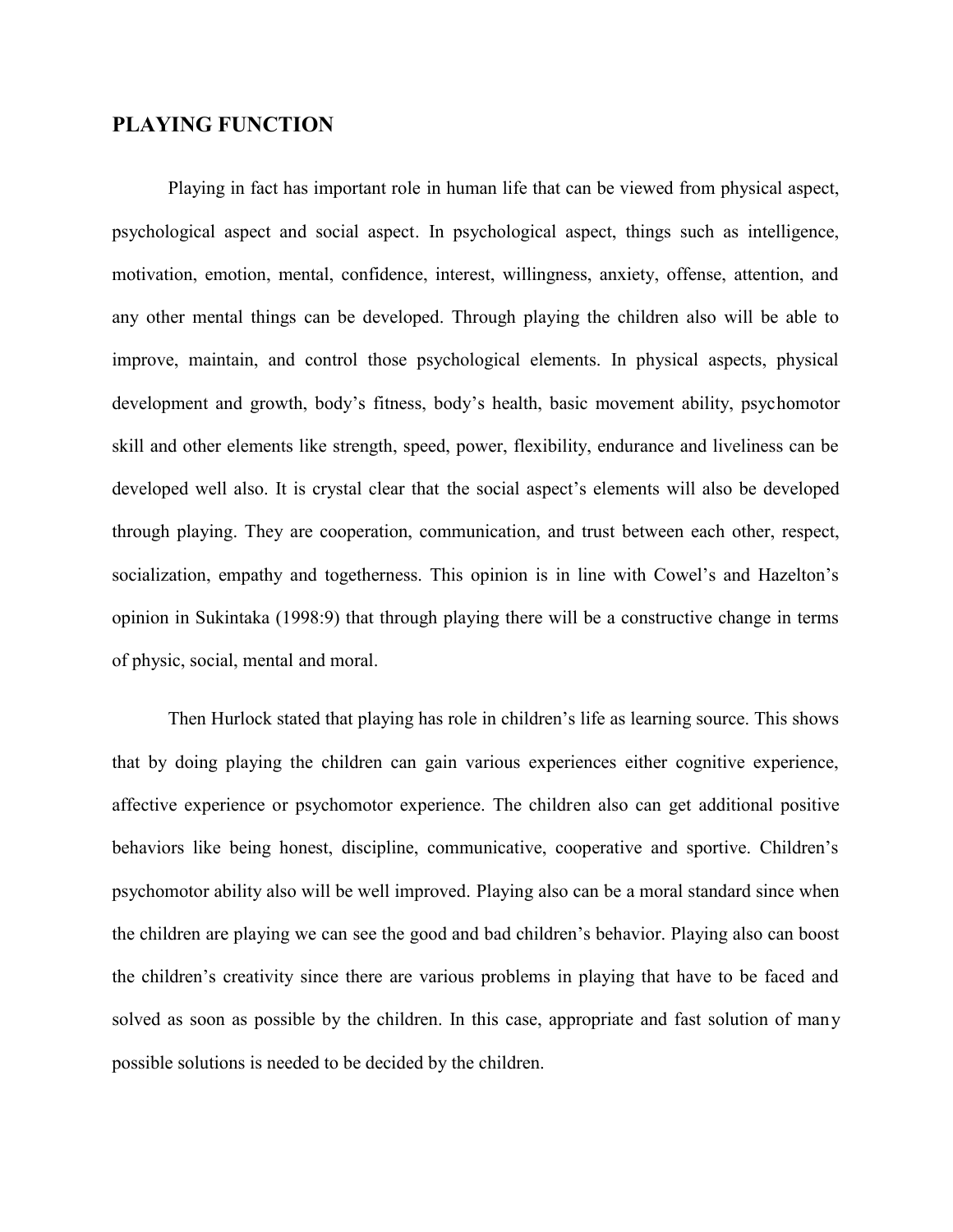## PLAYING FUNCTION

Playing in fact has important role in human life that can be viewed from physical aspect, psychological aspect and social aspect. In psychological aspect, things such as intelligence, motivation, emotion, mental, confidence, interest, willingness, anxiety, offense, attention, and any other mental things can be developed. Through playing the children also will be able to improve, maintain, and control those psychological elements. In physical aspects, physical development and growth, body's fitness, body's health, basic movement ability, psychomotor skill and other elements like strength, speed, power, flexibility, endurance and liveliness can be developed well also. It is crystal clear that the social aspect's elements will also be developed through playing. They are cooperation, communication, and trust between each other, respect, socialization, empathy and togetherness. This opinion is in line with Cowel's and Hazelton's opinion in Sukintaka (1998:9) that through playing there will be a constructive change in terms of physic, social, mental and moral.

Then Hurlock stated that playing has role in children's life as learning source. This shows that by doing playing the children can gain various experiences either cognitive experience, affective experience or psychomotor experience. The children also can get additional positive behaviors like being honest, discipline, communicative, cooperative and sportive. Children's psychomotor ability also will be well improved. Playing also can be a moral standard since when the children are playing we can see the good and bad children's behavior. Playing also can boost the children's creativity since there are various problems in playing that have to be faced and solved as soon as possible by the children. In this case, appropriate and fast solution of many possible solutions is needed to be decided by the children.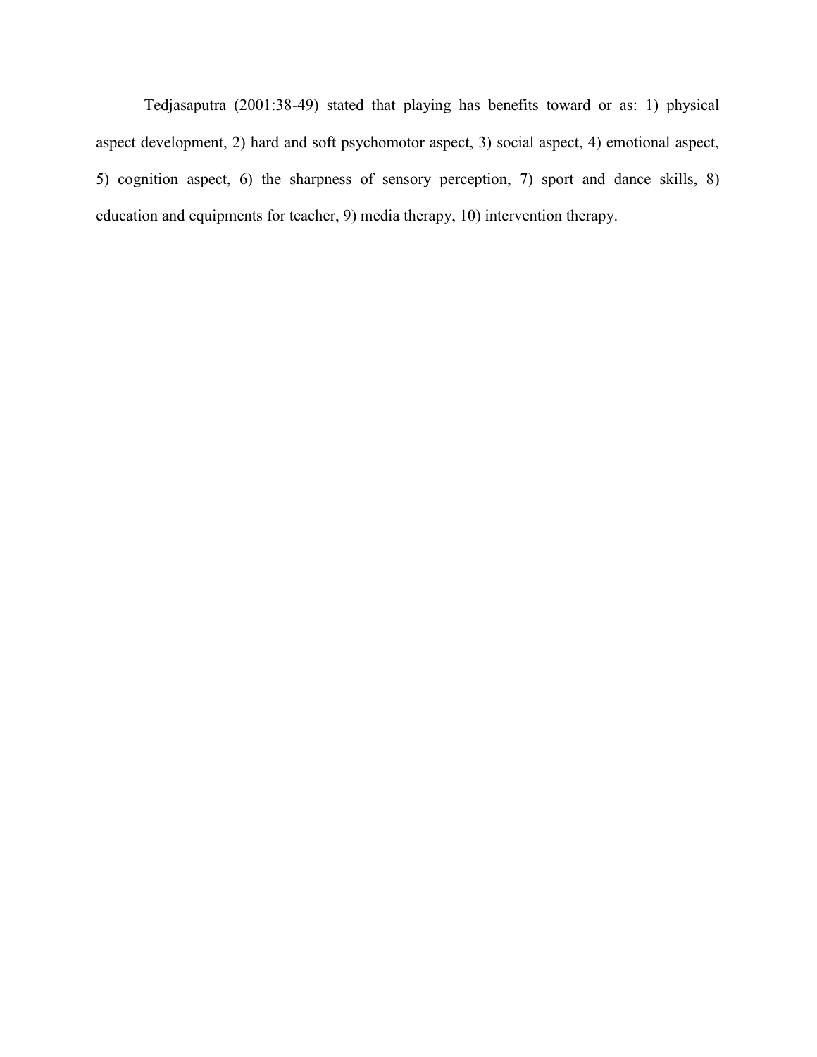Tedjasaputra (2001:38-49) stated that playing has benefits toward or as: 1) physical aspect development, 2) hard and soft psychomotor aspect, 3) social aspect, 4) emotional aspect, 5) cognition aspect, 6) the sharpness of sensory perception, 7) sport and dance skills, 8) education and equipments for teacher, 9) media therapy, 10) intervention therapy.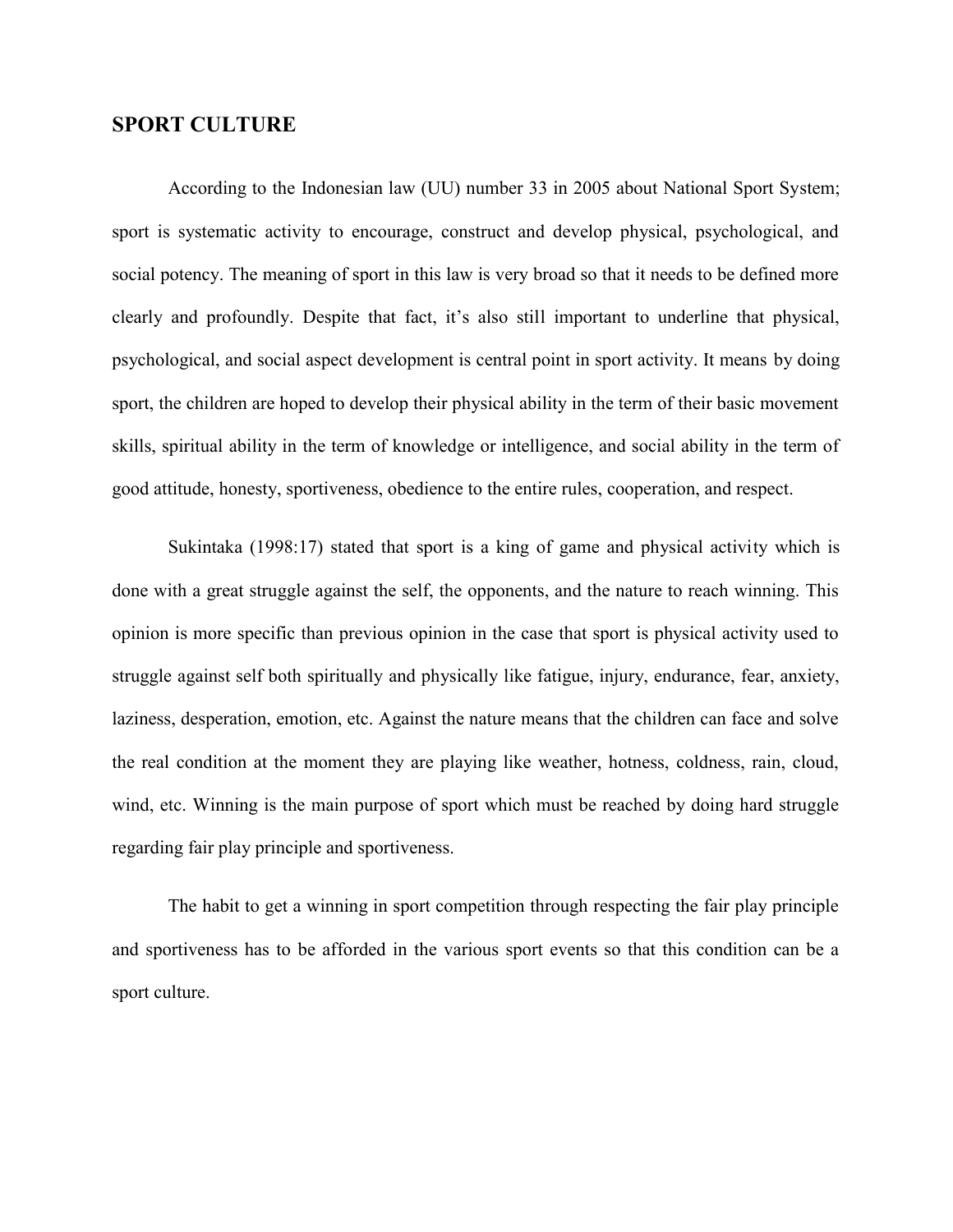## SPORT CULTURE

According to the Indonesian law (UU) number 33 in 2005 about National Sport System; sport is systematic activity to encourage, construct and develop physical, psychological, and social potency. The meaning of sport in this law is very broad so that it needs to be defined more clearly and profoundly. Despite that fact, it's also still important to underline that physical, psychological, and social aspect development is central point in sport activity. It means by doing sport, the children are hoped to develop their physical ability in the term of their basic movement skills, spiritual ability in the term of knowledge or intelligence, and social ability in the term of good attitude, honesty, sportiveness, obedience to the entire rules, cooperation, and respect.

Sukintaka (1998:17) stated that sport is a king of game and physical activity which is done with a great struggle against the self, the opponents, and the nature to reach winning. This opinion is more specific than previous opinion in the case that sport is physical activity used to struggle against self both spiritually and physically like fatigue, injury, endurance, fear, anxiety, laziness, desperation, emotion, etc. Against the nature means that the children can face and solve the real condition at the moment they are playing like weather, hotness, coldness, rain, cloud, wind, etc. Winning is the main purpose of sport which must be reached by doing hard struggle regarding fair play principle and sportiveness.

The habit to get a winning in sport competition through respecting the fair play principle and sportiveness has to be afforded in the various sport events so that this condition can be a sport culture.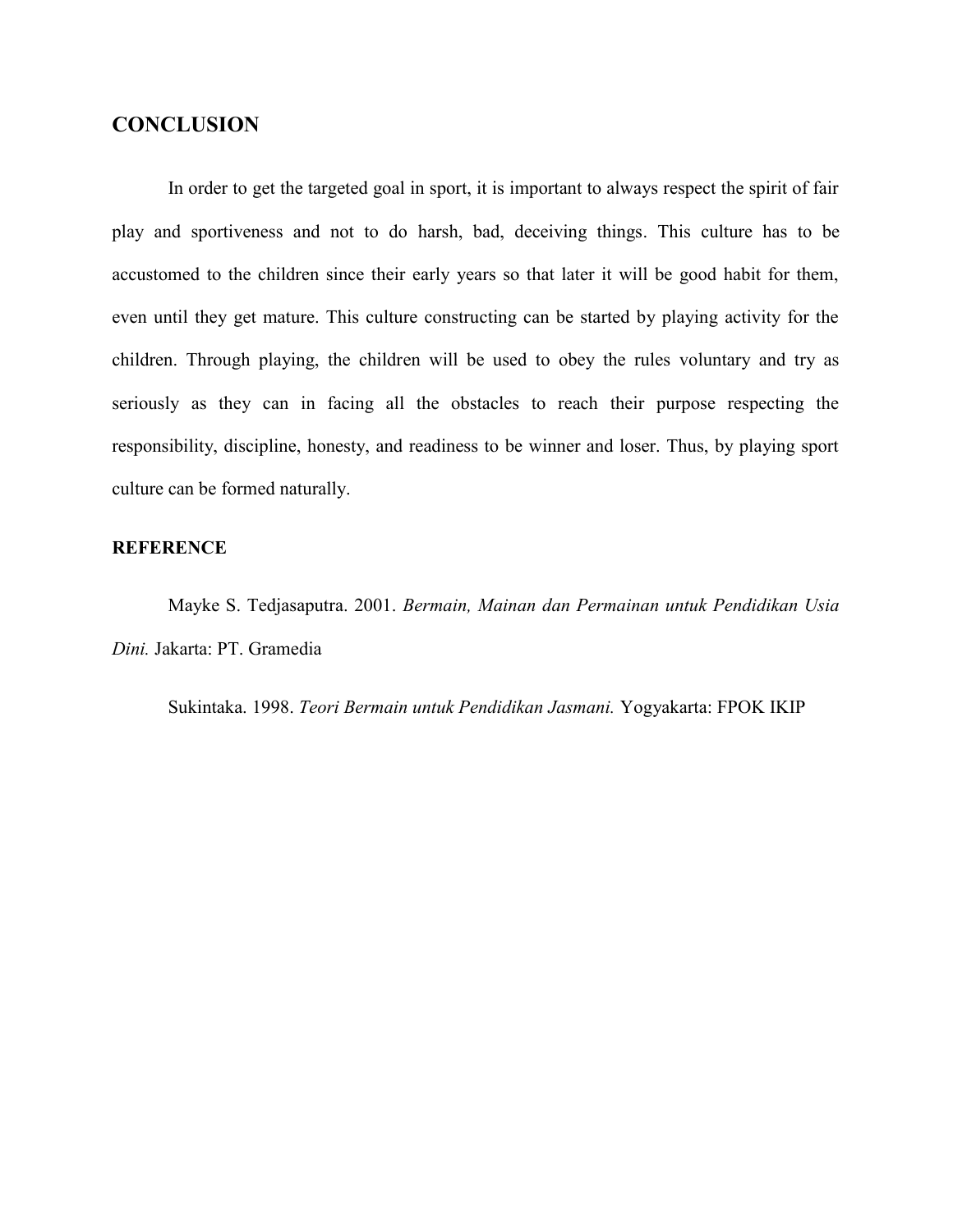## CONCLUSION

In order to get the targeted goal in sport, it is important to always respect the spirit of fair play and sportiveness and not to do harsh, bad, deceiving things. This culture has to be accustomed to the children since their early years so that later it will be good habit for them, even until they get mature. This culture constructing can be started by playing activity for the children. Through playing, the children will be used to obey the rules voluntary and try as seriously as they can in facing all the obstacles to reach their purpose respecting the responsibility, discipline, honesty, and readiness to be winner and loser. Thus, by playing sport culture can be formed naturally.

### REFERENCE

Mayke S. Tedjasaputra. 2001. *Bermain, Mainan dan Permainan untuk Pendidikan Usia Dini.* Jakarta: PT. Gramedia

Sukintaka. 1998. *Teori Bermain untuk Pendidikan Jasmani.* Yogyakarta: FPOK IKIP